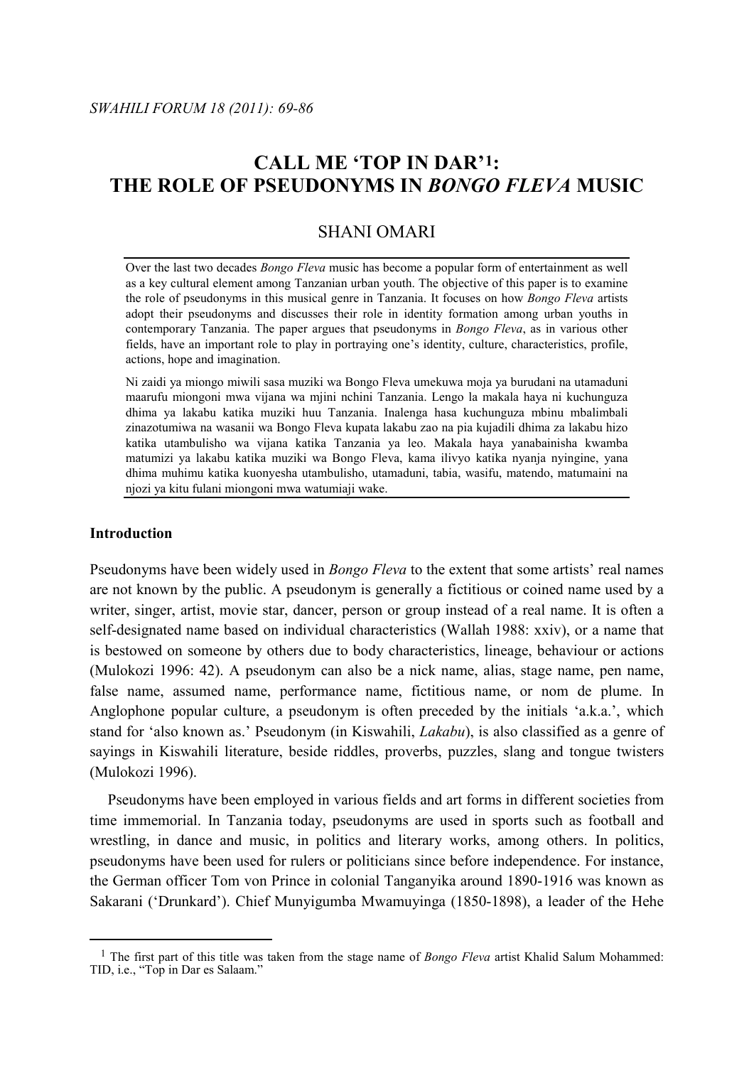# CALL ME 'TOP IN DAR'[1]: THE ROLE OF PSEUDONYMS IN *BONGO FLEVA* MUSIC

SHANI OMARI

Over the last two decades *Bongo Fleva* music has become a popular form of entertainment as well as a key cultural element among Tanzanian urban youth. The objective of this paper is to examine the role of pseudonyms in this musical genre in Tanzania. It focuses on how *Bongo Fleva* artists adopt their pseudonyms and discusses their role in identity formation among urban youths in contemporary Tanzania. The paper argues that pseudonyms in *Bongo Fleva*, as in various other fields, have an important role to play in portraying one's identity, culture, characteristics, profile, actions, hope and imagination.

Ni zaidi ya miongo miwili sasa muziki wa Bongo Fleva umekuwa moja ya burudani na utamaduni maarufu miongoni mwa vijana wa mjini nchini Tanzania. Lengo la makala haya ni kuchunguza dhima ya lakabu katika muziki huu Tanzania. Inalenga hasa kuchunguza mbinu mbalimbali zinazotumiwa na wasanii wa Bongo Fleva kupata lakabu zao na pia kujadili dhima za lakabu hizo katika utambulisho wa vijana katika Tanzania ya leo. Makala haya yanabainisha kwamba matumizi ya lakabu katika muziki wa Bongo Fleva, kama ilivyo katika nyanja nyingine, yana dhima muhimu katika kuonyesha utambulisho, utamaduni, tabia, wasifu, matendo, matumaini na njozi ya kitu fulani miongoni mwa watumiaji wake.

## Introduction

Pseudonyms have been widely used in *Bongo Fleva* to the extent that some artists' real names are not known by the public. A pseudonym is generally a fictitious or coined name used by a writer, singer, artist, movie star, dancer, person or group instead of a real name. It is often a self-designated name based on individual characteristics (Wallah 1988: xxiv), or a name that is bestowed on someone by others due to body characteristics, lineage, behaviour or actions (Mulokozi 1996: 42). A pseudonym can also be a nick name, alias, stage name, pen name, false name, assumed name, performance name, fictitious name, or nom de plume. In Anglophone popular culture, a pseudonym is often preceded by the initials 'a.k.a.', which stand for 'also known as.' Pseudonym (in Kiswahili, *Lakabu*), is also classified as a genre of sayings in Kiswahili literature, beside riddles, proverbs, puzzles, slang and tongue twisters (Mulokozi 1996).

Pseudonyms have been employed in various fields and art forms in different societies from time immemorial. In Tanzania today, pseudonyms are used in sports such as football and wrestling, in dance and music, in politics and literary works, among others. In politics, pseudonyms have been used for rulers or politicians since before independence. For instance, the German officer Tom von Prince in colonial Tanganyika around 1890-1916 was known as Sakarani ('Drunkard'). Chief Munyigumba Mwamuyinga (1850-1898), a leader of the Hehe

[1] The first part of this title was taken from the stage name of *Bongo Fleva* artist Khalid Salum Mohammed: TID, i.e., "Top in Dar es Salaam."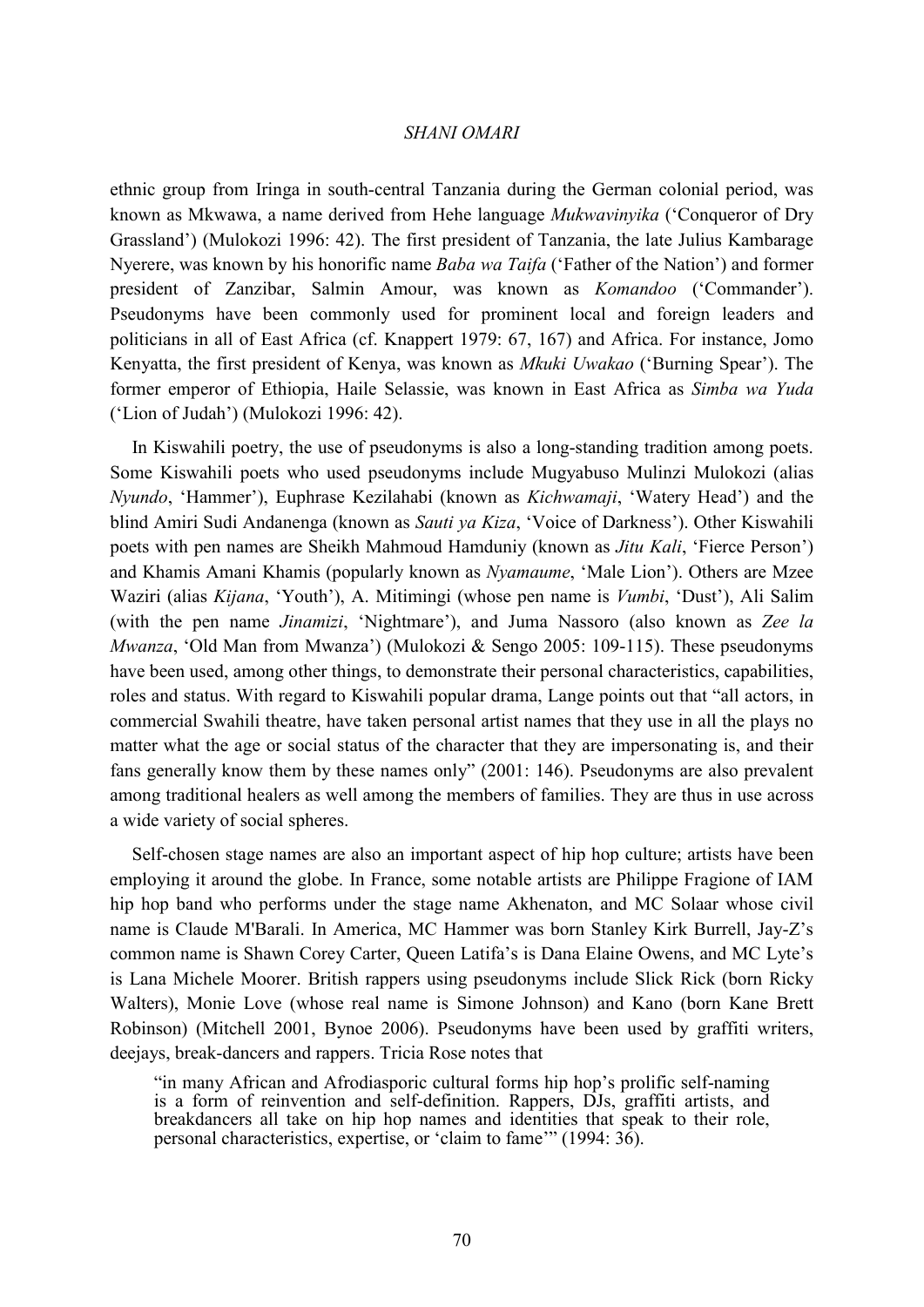ethnic group from Iringa in south-central Tanzania during the German colonial period, was known as Mkwawa, a name derived from Hehe language *Mukwavinyika* ('Conqueror of Dry Grassland') (Mulokozi 1996: 42). The first president of Tanzania, the late Julius Kambarage Nyerere, was known by his honorific name *Baba wa Taifa* ('Father of the Nation') and former president of Zanzibar, Salmin Amour, was known as *Komandoo* ('Commander'). Pseudonyms have been commonly used for prominent local and foreign leaders and politicians in all of East Africa (cf. Knappert 1979: 67, 167) and Africa. For instance, Jomo Kenyatta, the first president of Kenya, was known as *Mkuki Uwakao* ('Burning Spear'). The former emperor of Ethiopia, Haile Selassie, was known in East Africa as *Simba wa Yuda* ('Lion of Judah') (Mulokozi 1996: 42).

In Kiswahili poetry, the use of pseudonyms is also a long-standing tradition among poets. Some Kiswahili poets who used pseudonyms include Mugyabuso Mulinzi Mulokozi (alias *Nyundo*, 'Hammer'), Euphrase Kezilahabi (known as *Kichwamaji*, 'Watery Head') and the blind Amiri Sudi Andanenga (known as *Sauti ya Kiza*, 'Voice of Darkness'). Other Kiswahili poets with pen names are Sheikh Mahmoud Hamduniy (known as *Jitu Kali*, 'Fierce Person') and Khamis Amani Khamis (popularly known as *Nyamaume*, 'Male Lion'). Others are Mzee Waziri (alias *Kijana*, 'Youth'), A. Mitimingi (whose pen name is *Vumbi*, 'Dust'), Ali Salim (with the pen name *Jinamizi*, 'Nightmare'), and Juma Nassoro (also known as *Zee la Mwanza*, 'Old Man from Mwanza') (Mulokozi & Sengo 2005: 109-115). These pseudonyms have been used, among other things, to demonstrate their personal characteristics, capabilities, roles and status. With regard to Kiswahili popular drama, Lange points out that "all actors, in commercial Swahili theatre, have taken personal artist names that they use in all the plays no matter what the age or social status of the character that they are impersonating is, and their fans generally know them by these names only" (2001: 146). Pseudonyms are also prevalent among traditional healers as well among the members of families. They are thus in use across a wide variety of social spheres.

Self-chosen stage names are also an important aspect of hip hop culture; artists have been employing it around the globe. In France, some notable artists are Philippe Fragione of IAM hip hop band who performs under the stage name Akhenaton, and MC Solaar whose civil name is Claude M'Barali. In America, MC Hammer was born Stanley Kirk Burrell, Jay-Z's common name is Shawn Corey Carter, Queen Latifa's is Dana Elaine Owens, and MC Lyte's is Lana Michele Moorer. British rappers using pseudonyms include Slick Rick (born Ricky Walters), Monie Love (whose real name is Simone Johnson) and Kano (born Kane Brett Robinson) (Mitchell 2001, Bynoe 2006). Pseudonyms have been used by graffiti writers, deejays, break-dancers and rappers. Tricia Rose notes that

> "in many African and Afrodiasporic cultural forms hip hop's prolific self-naming is a form of reinvention and self-definition. Rappers, DJs, graffiti artists, and breakdancers all take on hip hop names and identities that speak to their role, personal characteristics, expertise, or 'claim to fame'" (1994: 36).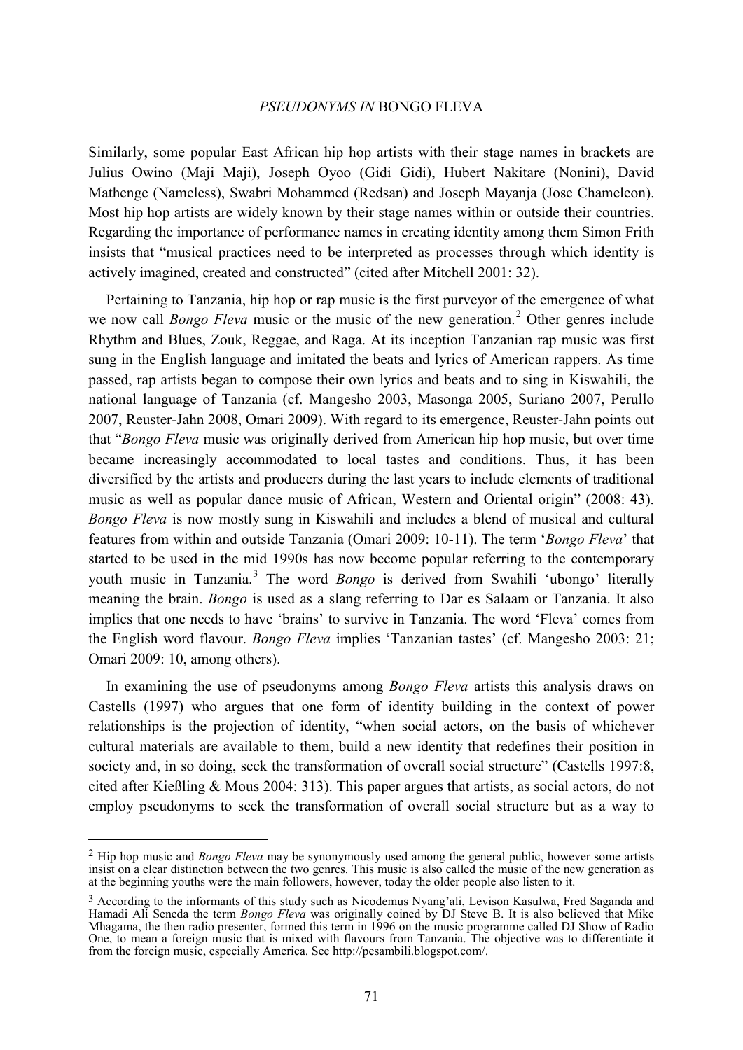Similarly, some popular East African hip hop artists with their stage names in brackets are Julius Owino (Maji Maji), Joseph Oyoo (Gidi Gidi), Hubert Nakitare (Nonini), David Mathenge (Nameless), Swabri Mohammed (Redsan) and Joseph Mayanja (Jose Chameleon). Most hip hop artists are widely known by their stage names within or outside their countries. Regarding the importance of performance names in creating identity among them Simon Frith insists that "musical practices need to be interpreted as processes through which identity is actively imagined, created and constructed" (cited after Mitchell 2001: 32).

Pertaining to Tanzania, hip hop or rap music is the first purveyor of the emergence of what we now call *Bongo Fleva* music or the music of the new generation.[2] Other genres include Rhythm and Blues, Zouk, Reggae, and Raga. At its inception Tanzanian rap music was first sung in the English language and imitated the beats and lyrics of American rappers. As time passed, rap artists began to compose their own lyrics and beats and to sing in Kiswahili, the national language of Tanzania (cf. Mangesho 2003, Masonga 2005, Suriano 2007, Perullo 2007, Reuster-Jahn 2008, Omari 2009). With regard to its emergence, Reuster-Jahn points out that "*Bongo Fleva* music was originally derived from American hip hop music, but over time became increasingly accommodated to local tastes and conditions. Thus, it has been diversified by the artists and producers during the last years to include elements of traditional music as well as popular dance music of African, Western and Oriental origin" (2008: 43). *Bongo Fleva* is now mostly sung in Kiswahili and includes a blend of musical and cultural features from within and outside Tanzania (Omari 2009: 10-11). The term '*Bongo Fleva*' that started to be used in the mid 1990s has now become popular referring to the contemporary youth music in Tanzania.[3] The word *Bongo* is derived from Swahili 'ubongo' literally meaning the brain. *Bongo* is used as a slang referring to Dar es Salaam or Tanzania. It also implies that one needs to have 'brains' to survive in Tanzania. The word 'Fleva' comes from the English word flavour. *Bongo Fleva* implies 'Tanzanian tastes' (cf. Mangesho 2003: 21; Omari 2009: 10, among others).

In examining the use of pseudonyms among *Bongo Fleva* artists this analysis draws on Castells (1997) who argues that one form of identity building in the context of power relationships is the projection of identity, "when social actors, on the basis of whichever cultural materials are available to them, build a new identity that redefines their position in society and, in so doing, seek the transformation of overall social structure" (Castells 1997:8, cited after Kießling & Mous 2004: 313). This paper argues that artists, as social actors, do not employ pseudonyms to seek the transformation of overall social structure but as a way to

---

[2] Hip hop music and *Bongo Fleva* may be synonymously used among the general public, however some artists insist on a clear distinction between the two genres. This music is also called the music of the new generation as at the beginning youths were the main followers, however, today the older people also listen to it.

[3] According to the informants of this study such as Nicodemus Nyang'ali, Levison Kasulwa, Fred Saganda and Hamadi Ali Seneda the term *Bongo Fleva* was originally coined by DJ Steve B. It is also believed that Mike Mhagama, the then radio presenter, formed this term in 1996 on the music programme called DJ Show of Radio One, to mean a foreign music that is mixed with flavours from Tanzania. The objective was to differentiate it from the foreign music, especially America. See http://pesambili.blogspot.com/.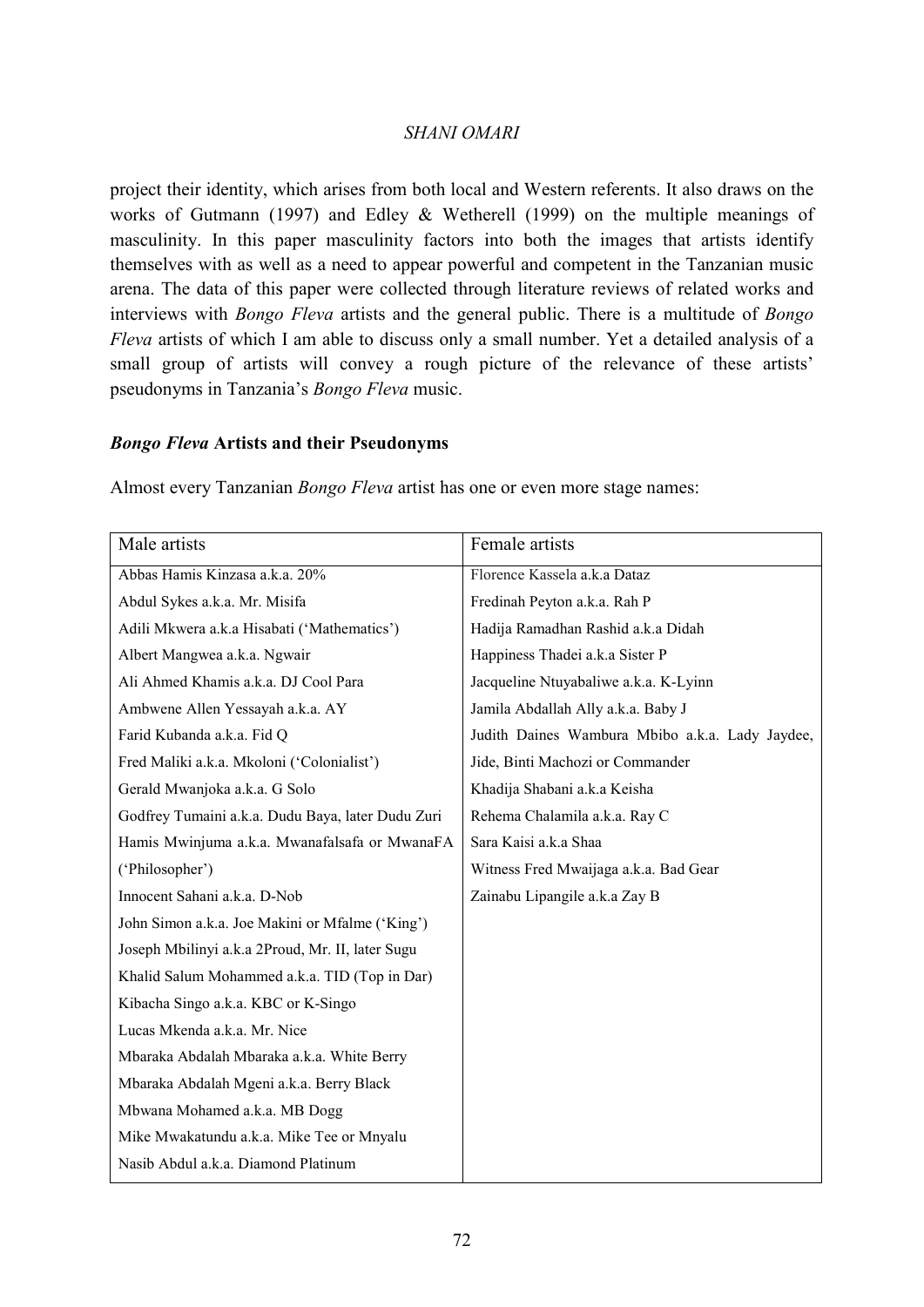project their identity, which arises from both local and Western referents. It also draws on the works of Gutmann (1997) and Edley & Wetherell (1999) on the multiple meanings of masculinity. In this paper masculinity factors into both the images that artists identify themselves with as well as a need to appear powerful and competent in the Tanzanian music arena. The data of this paper were collected through literature reviews of related works and interviews with *Bongo Fleva* artists and the general public. There is a multitude of *Bongo Fleva* artists of which I am able to discuss only a small number. Yet a detailed analysis of a small group of artists will convey a rough picture of the relevance of these artists' pseudonyms in Tanzania's *Bongo Fleva* music.

## *Bongo Fleva* Artists and their Pseudonyms

Almost every Tanzanian *Bongo Fleva* artist has one or even more stage names:

| Male artists | Female artists |
|---|---|
| Abbas Hamis Kinzasa a.k.a. 20% | Florence Kassela a.k.a Dataz |
| Abdul Sykes a.k.a. Mr. Misifa | Fredinah Peyton a.k.a. Rah P |
| Adili Mkwera a.k.a Hisabati ('Mathematics') | Hadija Ramadhan Rashid a.k.a Didah |
| Albert Mangwea a.k.a. Ngwair | Happiness Thadei a.k.a Sister P |
| Ali Ahmed Khamis a.k.a. DJ Cool Para | Jacqueline Ntuyabaliwe a.k.a. K-Lyinn |
| Ambwene Allen Yessayah a.k.a. AY | Jamila Abdallah Ally a.k.a. Baby J |
| Farid Kubanda a.k.a. Fid Q | Judith Daines Wambura Mbibo a.k.a. Lady Jaydee, Jide, Binti Machozi or Commander |
| Fred Maliki a.k.a. Mkoloni ('Colonialist') | |
| Gerald Mwanjoka a.k.a. G Solo | Khadija Shabani a.k.a Keisha |
| Godfrey Tumaini a.k.a. Dudu Baya, later Dudu Zuri | Rehema Chalamila a.k.a. Ray C |
| Hamis Mwinjuma a.k.a. Mwanafalsafa or MwanaFA ('Philosopher') | Sara Kaisi a.k.a Shaa |
| | Witness Fred Mwaijaga a.k.a. Bad Gear |
| Innocent Sahani a.k.a. D-Nob | Zainabu Lipangile a.k.a Zay B |
| John Simon a.k.a. Joe Makini or Mfalme ('King') | |
| Joseph Mbilinyi a.k.a 2Proud, Mr. II, later Sugu | |
| Khalid Salum Mohammed a.k.a. TID (Top in Dar) | |
| Kibacha Singo a.k.a. KBC or K-Singo | |
| Lucas Mkenda a.k.a. Mr. Nice | |
| Mbaraka Abdalah Mbaraka a.k.a. White Berry | |
| Mbaraka Abdalah Mgeni a.k.a. Berry Black | |
| Mbwana Mohamed a.k.a. MB Dogg | |
| Mike Mwakatundu a.k.a. Mike Tee or Mnyalu | |
| Nasib Abdul a.k.a. Diamond Platinum | |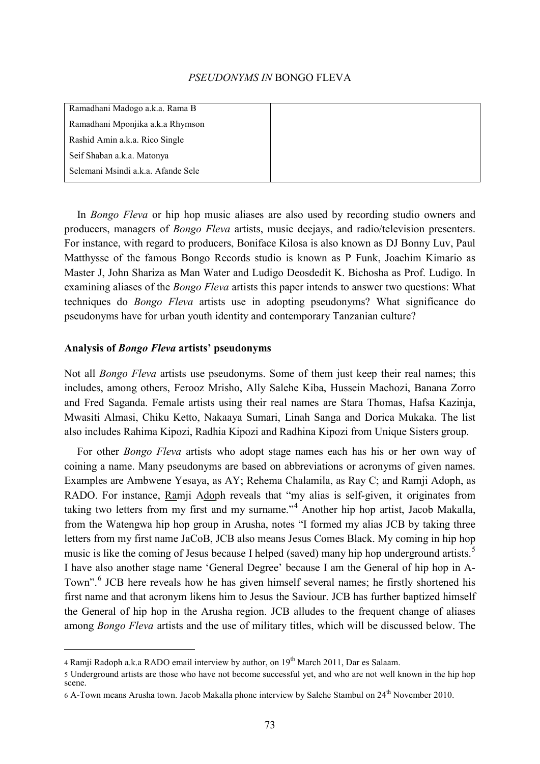| | |
|---|---|
| Ramadhani Madogo a.k.a. Rama B | |
| Ramadhani Mponjika a.k.a Rhymson | |
| Rashid Amin a.k.a. Rico Single | |
| Seif Shaban a.k.a. Matonya | |
| Selemani Msindi a.k.a. Afande Sele | |

In *Bongo Fleva* or hip hop music aliases are also used by recording studio owners and producers, managers of *Bongo Fleva* artists, music deejays, and radio/television presenters. For instance, with regard to producers, Boniface Kilosa is also known as DJ Bonny Luv, Paul Matthysse of the famous Bongo Records studio is known as P Funk, Joachim Kimario as Master J, John Shariza as Man Water and Ludigo Deosdedit K. Bichosha as Prof. Ludigo. In examining aliases of the *Bongo Fleva* artists this paper intends to answer two questions: What techniques do *Bongo Fleva* artists use in adopting pseudonyms? What significance do pseudonyms have for urban youth identity and contemporary Tanzanian culture?

## Analysis of *Bongo Fleva* artists' pseudonyms

Not all *Bongo Fleva* artists use pseudonyms. Some of them just keep their real names; this includes, among others, Ferooz Mrisho, Ally Salehe Kiba, Hussein Machozi, Banana Zorro and Fred Saganda. Female artists using their real names are Stara Thomas, Hafsa Kazinja, Mwasiti Almasi, Chiku Ketto, Nakaaya Sumari, Linah Sanga and Dorica Mukaka. The list also includes Rahima Kipozi, Radhia Kipozi and Radhina Kipozi from Unique Sisters group.

For other *Bongo Fleva* artists who adopt stage names each has his or her own way of coining a name. Many pseudonyms are based on abbreviations or acronyms of given names. Examples are Ambwene Yesaya, as AY; Rehema Chalamila, as Ray C; and Ramji Adoph, as RADO. For instance, <u>Ra</u>mji A<u>do</u>ph reveals that "my alias is self-given, it originates from taking two letters from my first and my surname."[4] Another hip hop artist, Jacob Makalla, from the Watengwa hip hop group in Arusha, notes "I formed my alias JCB by taking three letters from my first name JaCoB, JCB also means Jesus Comes Black. My coming in hip hop music is like the coming of Jesus because I helped (saved) many hip hop underground artists.[5] I have also another stage name 'General Degree' because I am the General of hip hop in A-Town".[6] JCB here reveals how he has given himself several names; he firstly shortened his first name and that acronym likens him to Jesus the Saviour. JCB has further baptized himself the General of hip hop in the Arusha region. JCB alludes to the frequent change of aliases among *Bongo Fleva* artists and the use of military titles, which will be discussed below. The

---

4 Ramji Radoph a.k.a RADO email interview by author, on 19th March 2011, Dar es Salaam.

5 Underground artists are those who have not become successful yet, and who are not well known in the hip hop scene.

6 A-Town means Arusha town. Jacob Makalla phone interview by Salehe Stambul on 24th November 2010.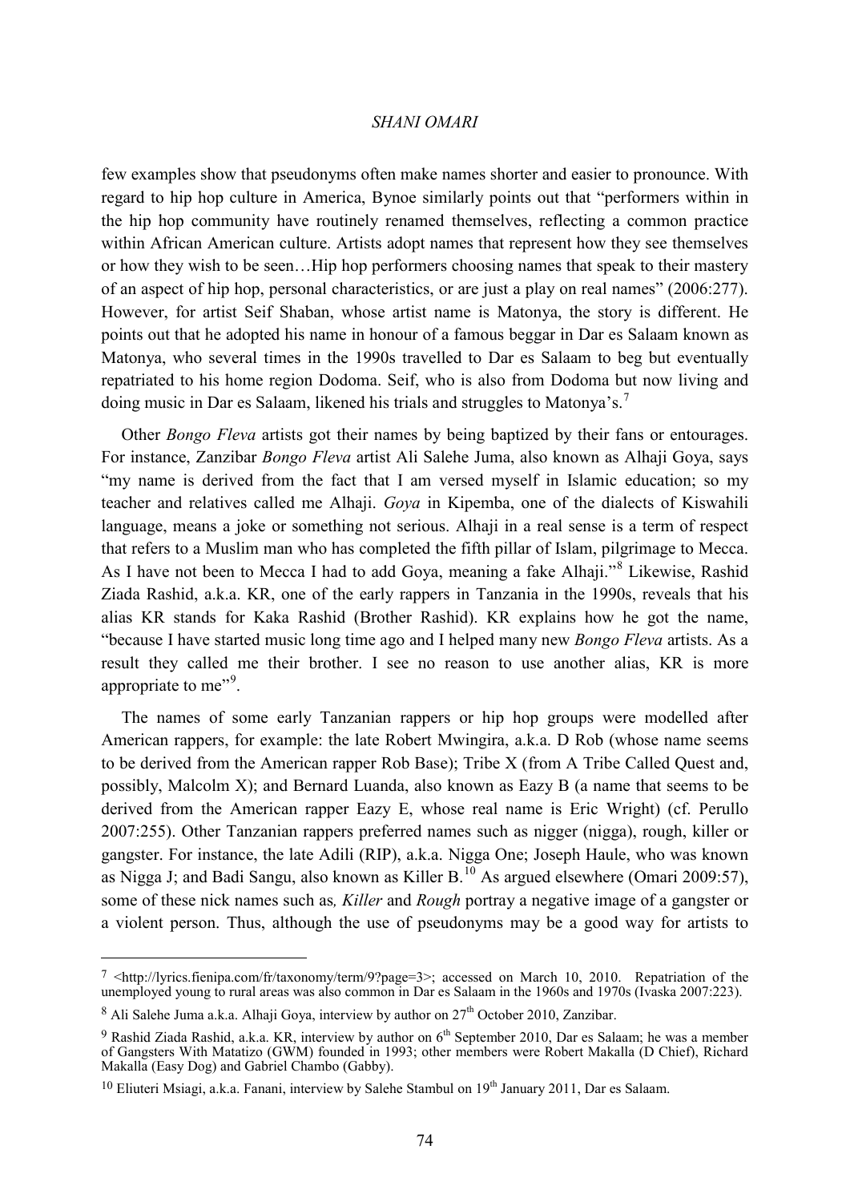few examples show that pseudonyms often make names shorter and easier to pronounce. With regard to hip hop culture in America, Bynoe similarly points out that "performers within in the hip hop community have routinely renamed themselves, reflecting a common practice within African American culture. Artists adopt names that represent how they see themselves or how they wish to be seen…Hip hop performers choosing names that speak to their mastery of an aspect of hip hop, personal characteristics, or are just a play on real names" (2006:277). However, for artist Seif Shaban, whose artist name is Matonya, the story is different. He points out that he adopted his name in honour of a famous beggar in Dar es Salaam known as Matonya, who several times in the 1990s travelled to Dar es Salaam to beg but eventually repatriated to his home region Dodoma. Seif, who is also from Dodoma but now living and doing music in Dar es Salaam, likened his trials and struggles to Matonya's.[7]

Other *Bongo Fleva* artists got their names by being baptized by their fans or entourages. For instance, Zanzibar *Bongo Fleva* artist Ali Salehe Juma, also known as Alhaji Goya, says "my name is derived from the fact that I am versed myself in Islamic education; so my teacher and relatives called me Alhaji. *Goya* in Kipemba, one of the dialects of Kiswahili language, means a joke or something not serious. Alhaji in a real sense is a term of respect that refers to a Muslim man who has completed the fifth pillar of Islam, pilgrimage to Mecca. As I have not been to Mecca I had to add Goya, meaning a fake Alhaji."[8] Likewise, Rashid Ziada Rashid, a.k.a. KR, one of the early rappers in Tanzania in the 1990s, reveals that his alias KR stands for Kaka Rashid (Brother Rashid). KR explains how he got the name, "because I have started music long time ago and I helped many new *Bongo Fleva* artists. As a result they called me their brother. I see no reason to use another alias, KR is more appropriate to me"[9].

The names of some early Tanzanian rappers or hip hop groups were modelled after American rappers, for example: the late Robert Mwingira, a.k.a. D Rob (whose name seems to be derived from the American rapper Rob Base); Tribe X (from A Tribe Called Quest and, possibly, Malcolm X); and Bernard Luanda, also known as Eazy B (a name that seems to be derived from the American rapper Eazy E, whose real name is Eric Wright) (cf. Perullo 2007:255). Other Tanzanian rappers preferred names such as nigger (nigga), rough, killer or gangster. For instance, the late Adili (RIP), a.k.a. Nigga One; Joseph Haule, who was known as Nigga J; and Badi Sangu, also known as Killer B.[10] As argued elsewhere (Omari 2009:57), some of these nick names such as*, Killer* and *Rough* portray a negative image of a gangster or a violent person. Thus, although the use of pseudonyms may be a good way for artists to

---

[7] <http://lyrics.fienipa.com/fr/taxonomy/term/9?page=3>; accessed on March 10, 2010. Repatriation of the unemployed young to rural areas was also common in Dar es Salaam in the 1960s and 1970s (Ivaska 2007:223).

[8] Ali Salehe Juma a.k.a. Alhaji Goya, interview by author on 27th October 2010, Zanzibar.

[9] Rashid Ziada Rashid, a.k.a. KR, interview by author on 6th September 2010, Dar es Salaam; he was a member of Gangsters With Matatizo (GWM) founded in 1993; other members were Robert Makalla (D Chief), Richard Makalla (Easy Dog) and Gabriel Chambo (Gabby).

[10] Eliuteri Msiagi, a.k.a. Fanani, interview by Salehe Stambul on 19th January 2011, Dar es Salaam.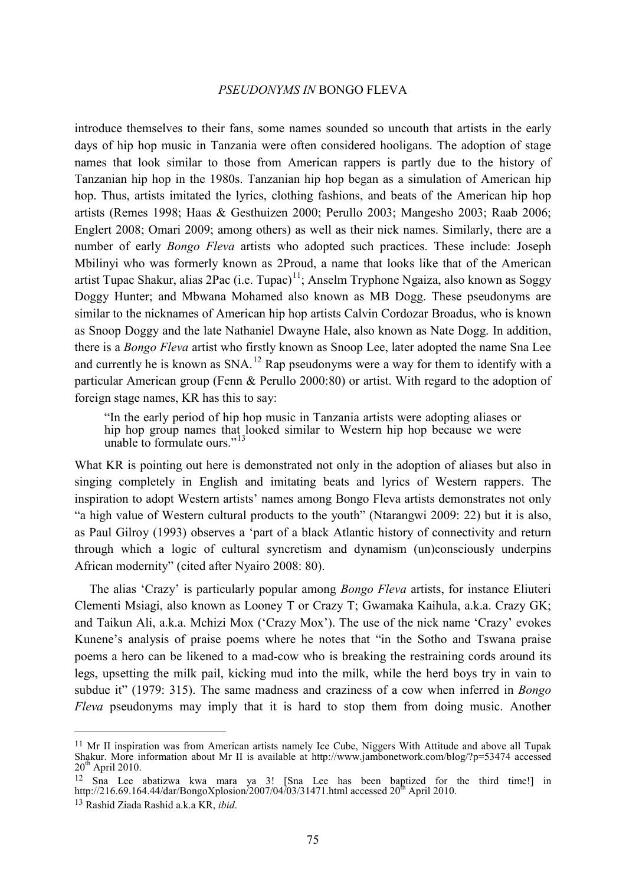introduce themselves to their fans, some names sounded so uncouth that artists in the early days of hip hop music in Tanzania were often considered hooligans. The adoption of stage names that look similar to those from American rappers is partly due to the history of Tanzanian hip hop in the 1980s. Tanzanian hip hop began as a simulation of American hip hop. Thus, artists imitated the lyrics, clothing fashions, and beats of the American hip hop artists (Remes 1998; Haas & Gesthuizen 2000; Perullo 2003; Mangesho 2003; Raab 2006; Englert 2008; Omari 2009; among others) as well as their nick names. Similarly, there are a number of early *Bongo Fleva* artists who adopted such practices. These include: Joseph Mbilinyi who was formerly known as 2Proud, a name that looks like that of the American artist Tupac Shakur, alias 2Pac (i.e. Tupac)[11]; Anselm Tryphone Ngaiza, also known as Soggy Doggy Hunter; and Mbwana Mohamed also known as MB Dogg. These pseudonyms are similar to the nicknames of American hip hop artists Calvin Cordozar Broadus, who is known as Snoop Doggy and the late Nathaniel Dwayne Hale, also known as Nate Dogg. In addition, there is a *Bongo Fleva* artist who firstly known as Snoop Lee, later adopted the name Sna Lee and currently he is known as SNA.[12] Rap pseudonyms were a way for them to identify with a particular American group (Fenn & Perullo 2000:80) or artist. With regard to the adoption of foreign stage names, KR has this to say:

> "In the early period of hip hop music in Tanzania artists were adopting aliases or hip hop group names that looked similar to Western hip hop because we were unable to formulate ours."[13]

What KR is pointing out here is demonstrated not only in the adoption of aliases but also in singing completely in English and imitating beats and lyrics of Western rappers. The inspiration to adopt Western artists' names among Bongo Fleva artists demonstrates not only "a high value of Western cultural products to the youth" (Ntarangwi 2009: 22) but it is also, as Paul Gilroy (1993) observes a 'part of a black Atlantic history of connectivity and return through which a logic of cultural syncretism and dynamism (un)consciously underpins African modernity" (cited after Nyairo 2008: 80).

The alias 'Crazy' is particularly popular among *Bongo Fleva* artists, for instance Eliuteri Clementi Msiagi, also known as Looney T or Crazy T; Gwamaka Kaihula, a.k.a. Crazy GK; and Taikun Ali, a.k.a. Mchizi Mox ('Crazy Mox'). The use of the nick name 'Crazy' evokes Kunene's analysis of praise poems where he notes that "in the Sotho and Tswana praise poems a hero can be likened to a mad-cow who is breaking the restraining cords around its legs, upsetting the milk pail, kicking mud into the milk, while the herd boys try in vain to subdue it" (1979: 315). The same madness and craziness of a cow when inferred in *Bongo Fleva* pseudonyms may imply that it is hard to stop them from doing music. Another

---

[11] Mr II inspiration was from American artists namely Ice Cube, Niggers With Attitude and above all Tupak Shakur. More information about Mr II is available at http://www.jambonetwork.com/blog/?p=53474 accessed 20th April 2010.

[12] Sna Lee abatizwa kwa mara ya 3! [Sna Lee has been baptized for the third time!] in http://216.69.164.44/dar/BongoXplosion/2007/04/03/31471.html accessed 20th April 2010.

[13] Rashid Ziada Rashid a.k.a KR, *ibid*.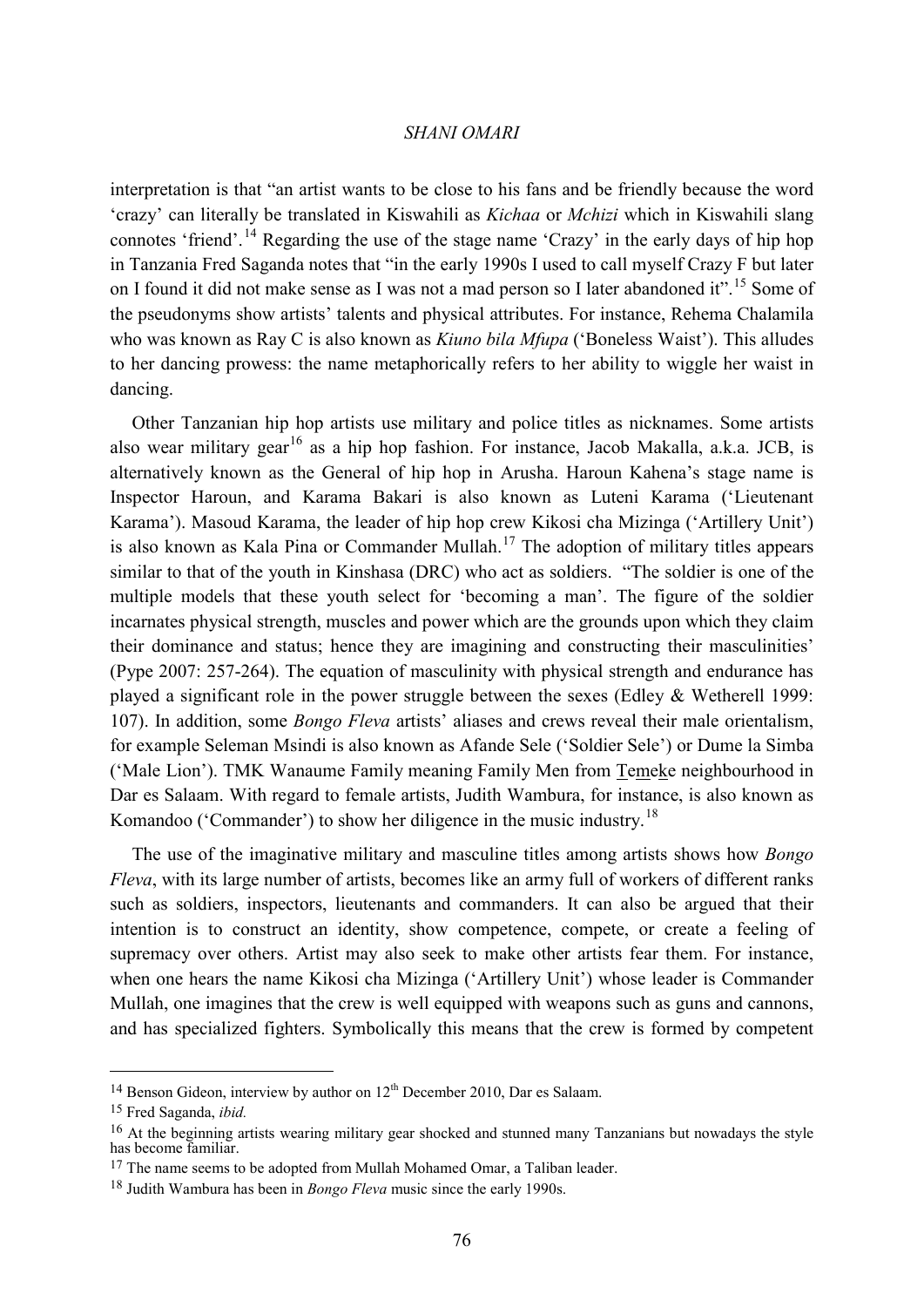interpretation is that "an artist wants to be close to his fans and be friendly because the word 'crazy' can literally be translated in Kiswahili as *Kichaa* or *Mchizi* which in Kiswahili slang connotes 'friend'.[14] Regarding the use of the stage name 'Crazy' in the early days of hip hop in Tanzania Fred Saganda notes that "in the early 1990s I used to call myself Crazy F but later on I found it did not make sense as I was not a mad person so I later abandoned it".[15] Some of the pseudonyms show artists' talents and physical attributes. For instance, Rehema Chalamila who was known as Ray C is also known as *Kiuno bila Mfupa* ('Boneless Waist'). This alludes to her dancing prowess: the name metaphorically refers to her ability to wiggle her waist in dancing.

Other Tanzanian hip hop artists use military and police titles as nicknames. Some artists also wear military gear[16] as a hip hop fashion. For instance, Jacob Makalla, a.k.a. JCB, is alternatively known as the General of hip hop in Arusha. Haroun Kahena's stage name is Inspector Haroun, and Karama Bakari is also known as Luteni Karama ('Lieutenant Karama'). Masoud Karama, the leader of hip hop crew Kikosi cha Mizinga ('Artillery Unit') is also known as Kala Pina or Commander Mullah.[17] The adoption of military titles appears similar to that of the youth in Kinshasa (DRC) who act as soldiers. "The soldier is one of the multiple models that these youth select for 'becoming a man'. The figure of the soldier incarnates physical strength, muscles and power which are the grounds upon which they claim their dominance and status; hence they are imagining and constructing their masculinities' (Pype 2007: 257-264). The equation of masculinity with physical strength and endurance has played a significant role in the power struggle between the sexes (Edley & Wetherell 1999: 107). In addition, some *Bongo Fleva* artists' aliases and crews reveal their male orientalism, for example Seleman Msindi is also known as Afande Sele ('Soldier Sele') or Dume la Simba ('Male Lion'). TMK Wanaume Family meaning Family Men from Temeke neighbourhood in Dar es Salaam. With regard to female artists, Judith Wambura, for instance, is also known as Komandoo ('Commander') to show her diligence in the music industry.[18]

The use of the imaginative military and masculine titles among artists shows how *Bongo Fleva*, with its large number of artists, becomes like an army full of workers of different ranks such as soldiers, inspectors, lieutenants and commanders. It can also be argued that their intention is to construct an identity, show competence, compete, or create a feeling of supremacy over others. Artist may also seek to make other artists fear them. For instance, when one hears the name Kikosi cha Mizinga ('Artillery Unit') whose leader is Commander Mullah, one imagines that the crew is well equipped with weapons such as guns and cannons, and has specialized fighters. Symbolically this means that the crew is formed by competent

---

[14] Benson Gideon, interview by author on 12th December 2010, Dar es Salaam.

[15] Fred Saganda, *ibid.*

[16] At the beginning artists wearing military gear shocked and stunned many Tanzanians but nowadays the style has become familiar.

[17] The name seems to be adopted from Mullah Mohamed Omar, a Taliban leader.

[18] Judith Wambura has been in *Bongo Fleva* music since the early 1990s.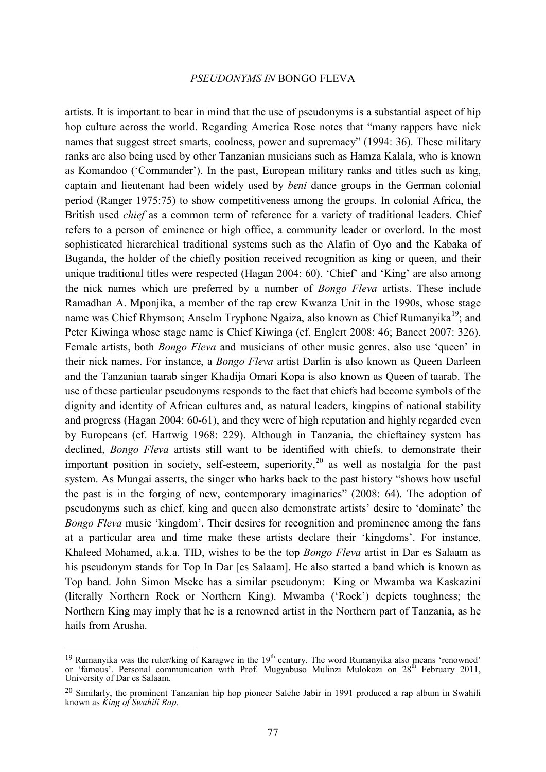artists. It is important to bear in mind that the use of pseudonyms is a substantial aspect of hip hop culture across the world. Regarding America Rose notes that "many rappers have nick names that suggest street smarts, coolness, power and supremacy" (1994: 36). These military ranks are also being used by other Tanzanian musicians such as Hamza Kalala, who is known as Komandoo ('Commander'). In the past, European military ranks and titles such as king, captain and lieutenant had been widely used by *beni* dance groups in the German colonial period (Ranger 1975:75) to show competitiveness among the groups. In colonial Africa, the British used *chief* as a common term of reference for a variety of traditional leaders. Chief refers to a person of eminence or high office, a community leader or overlord. In the most sophisticated hierarchical traditional systems such as the Alafin of Oyo and the Kabaka of Buganda, the holder of the chiefly position received recognition as king or queen, and their unique traditional titles were respected (Hagan 2004: 60). 'Chief' and 'King' are also among the nick names which are preferred by a number of *Bongo Fleva* artists. These include Ramadhan A. Mponjika, a member of the rap crew Kwanza Unit in the 1990s, whose stage name was Chief Rhymson; Anselm Tryphone Ngaiza, also known as Chief Rumanyika[19]; and Peter Kiwinga whose stage name is Chief Kiwinga (cf. Englert 2008: 46; Bancet 2007: 326). Female artists, both *Bongo Fleva* and musicians of other music genres, also use 'queen' in their nick names. For instance, a *Bongo Fleva* artist Darlin is also known as Queen Darleen and the Tanzanian taarab singer Khadija Omari Kopa is also known as Queen of taarab. The use of these particular pseudonyms responds to the fact that chiefs had become symbols of the dignity and identity of African cultures and, as natural leaders, kingpins of national stability and progress (Hagan 2004: 60-61), and they were of high reputation and highly regarded even by Europeans (cf. Hartwig 1968: 229). Although in Tanzania, the chieftaincy system has declined, *Bongo Fleva* artists still want to be identified with chiefs, to demonstrate their important position in society, self-esteem, superiority,[20] as well as nostalgia for the past system. As Mungai asserts, the singer who harks back to the past history "shows how useful the past is in the forging of new, contemporary imaginaries" (2008: 64). The adoption of pseudonyms such as chief, king and queen also demonstrate artists' desire to 'dominate' the *Bongo Fleva* music 'kingdom'. Their desires for recognition and prominence among the fans at a particular area and time make these artists declare their 'kingdoms'. For instance, Khaleed Mohamed, a.k.a. TID, wishes to be the top *Bongo Fleva* artist in Dar es Salaam as his pseudonym stands for Top In Dar [es Salaam]. He also started a band which is known as Top band. John Simon Mseke has a similar pseudonym: King or Mwamba wa Kaskazini (literally Northern Rock or Northern King). Mwamba ('Rock') depicts toughness; the Northern King may imply that he is a renowned artist in the Northern part of Tanzania, as he hails from Arusha.

---

[19] Rumanyika was the ruler/king of Karagwe in the 19th century. The word Rumanyika also means 'renowned' or 'famous'. Personal communication with Prof. Mugyabuso Mulinzi Mulokozi on 28th February 2011, University of Dar es Salaam.

[20] Similarly, the prominent Tanzanian hip hop pioneer Salehe Jabir in 1991 produced a rap album in Swahili known as *King of Swahili Rap*.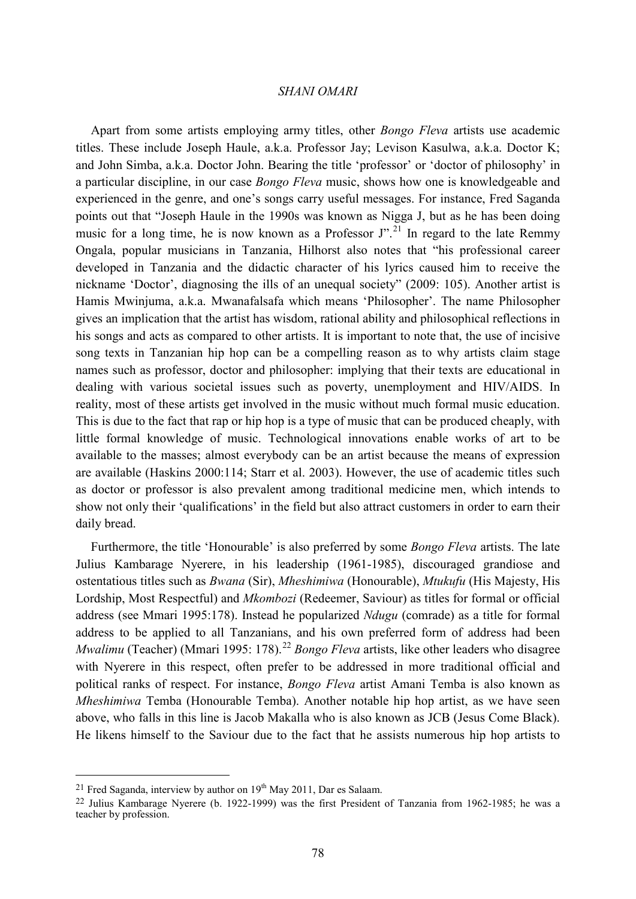Apart from some artists employing army titles, other *Bongo Fleva* artists use academic titles. These include Joseph Haule, a.k.a. Professor Jay; Levison Kasulwa, a.k.a. Doctor K; and John Simba, a.k.a. Doctor John. Bearing the title 'professor' or 'doctor of philosophy' in a particular discipline, in our case *Bongo Fleva* music, shows how one is knowledgeable and experienced in the genre, and one's songs carry useful messages. For instance, Fred Saganda points out that "Joseph Haule in the 1990s was known as Nigga J, but as he has been doing music for a long time, he is now known as a Professor J".[21] In regard to the late Remmy Ongala, popular musicians in Tanzania, Hilhorst also notes that "his professional career developed in Tanzania and the didactic character of his lyrics caused him to receive the nickname 'Doctor', diagnosing the ills of an unequal society" (2009: 105). Another artist is Hamis Mwinjuma, a.k.a. Mwanafalsafa which means 'Philosopher'. The name Philosopher gives an implication that the artist has wisdom, rational ability and philosophical reflections in his songs and acts as compared to other artists. It is important to note that, the use of incisive song texts in Tanzanian hip hop can be a compelling reason as to why artists claim stage names such as professor, doctor and philosopher: implying that their texts are educational in dealing with various societal issues such as poverty, unemployment and HIV/AIDS. In reality, most of these artists get involved in the music without much formal music education. This is due to the fact that rap or hip hop is a type of music that can be produced cheaply, with little formal knowledge of music. Technological innovations enable works of art to be available to the masses; almost everybody can be an artist because the means of expression are available (Haskins 2000:114; Starr et al. 2003). However, the use of academic titles such as doctor or professor is also prevalent among traditional medicine men, which intends to show not only their 'qualifications' in the field but also attract customers in order to earn their daily bread.

Furthermore, the title 'Honourable' is also preferred by some *Bongo Fleva* artists. The late Julius Kambarage Nyerere, in his leadership (1961-1985), discouraged grandiose and ostentatious titles such as *Bwana* (Sir), *Mheshimiwa* (Honourable), *Mtukufu* (His Majesty, His Lordship, Most Respectful) and *Mkombozi* (Redeemer, Saviour) as titles for formal or official address (see Mmari 1995:178). Instead he popularized *Ndugu* (comrade) as a title for formal address to be applied to all Tanzanians, and his own preferred form of address had been *Mwalimu* (Teacher) (Mmari 1995: 178).[22] *Bongo Fleva* artists, like other leaders who disagree with Nyerere in this respect, often prefer to be addressed in more traditional official and political ranks of respect. For instance, *Bongo Fleva* artist Amani Temba is also known as *Mheshimiwa* Temba (Honourable Temba). Another notable hip hop artist, as we have seen above, who falls in this line is Jacob Makalla who is also known as JCB (Jesus Come Black). He likens himself to the Saviour due to the fact that he assists numerous hip hop artists to

---

[21] Fred Saganda, interview by author on 19th May 2011, Dar es Salaam.

[22] Julius Kambarage Nyerere (b. 1922-1999) was the first President of Tanzania from 1962-1985; he was a teacher by profession.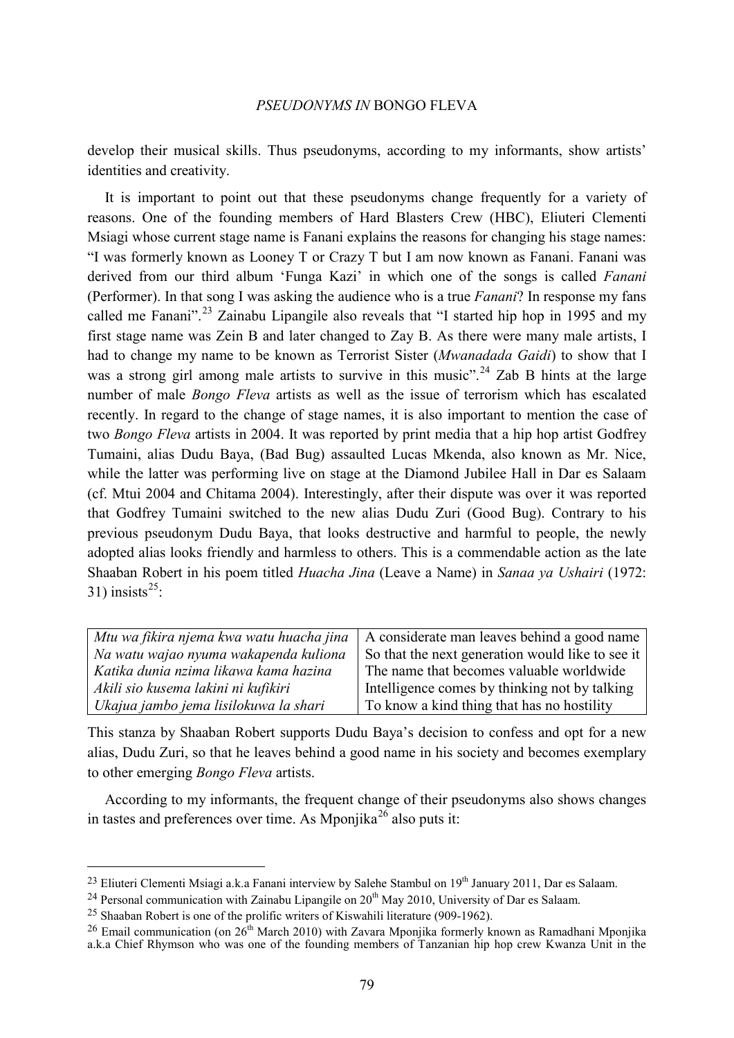develop their musical skills. Thus pseudonyms, according to my informants, show artists' identities and creativity.

It is important to point out that these pseudonyms change frequently for a variety of reasons. One of the founding members of Hard Blasters Crew (HBC), Eliuteri Clementi Msiagi whose current stage name is Fanani explains the reasons for changing his stage names: "I was formerly known as Looney T or Crazy T but I am now known as Fanani. Fanani was derived from our third album 'Funga Kazi' in which one of the songs is called *Fanani* (Performer). In that song I was asking the audience who is a true *Fanani*? In response my fans called me Fanani".[23] Zainabu Lipangile also reveals that "I started hip hop in 1995 and my first stage name was Zein B and later changed to Zay B. As there were many male artists, I had to change my name to be known as Terrorist Sister (*Mwanadada Gaidi*) to show that I was a strong girl among male artists to survive in this music".[24] Zab B hints at the large number of male *Bongo Fleva* artists as well as the issue of terrorism which has escalated recently. In regard to the change of stage names, it is also important to mention the case of two *Bongo Fleva* artists in 2004. It was reported by print media that a hip hop artist Godfrey Tumaini, alias Dudu Baya, (Bad Bug) assaulted Lucas Mkenda, also known as Mr. Nice, while the latter was performing live on stage at the Diamond Jubilee Hall in Dar es Salaam (cf. Mtui 2004 and Chitama 2004). Interestingly, after their dispute was over it was reported that Godfrey Tumaini switched to the new alias Dudu Zuri (Good Bug). Contrary to his previous pseudonym Dudu Baya, that looks destructive and harmful to people, the newly adopted alias looks friendly and harmless to others. This is a commendable action as the late Shaaban Robert in his poem titled *Huacha Jina* (Leave a Name) in *Sanaa ya Ushairi* (1972: 31) insists[25]:

| | |
|---|---|
| *Mtu wa fikira njema kwa watu huacha jina* | A considerate man leaves behind a good name |
| *Na watu wajao nyuma wakapenda kuliona* | So that the next generation would like to see it |
| *Katika dunia nzima likawa kama hazina* | The name that becomes valuable worldwide |
| *Akili sio kusema lakini ni kufikiri* | Intelligence comes by thinking not by talking |
| *Ukajua jambo jema lisilokuwa la shari* | To know a kind thing that has no hostility |

This stanza by Shaaban Robert supports Dudu Baya's decision to confess and opt for a new alias, Dudu Zuri, so that he leaves behind a good name in his society and becomes exemplary to other emerging *Bongo Fleva* artists.

According to my informants, the frequent change of their pseudonyms also shows changes in tastes and preferences over time. As Mponjika[26] also puts it:

---

[23] Eliuteri Clementi Msiagi a.k.a Fanani interview by Salehe Stambul on 19th January 2011, Dar es Salaam.

[24] Personal communication with Zainabu Lipangile on 20th May 2010, University of Dar es Salaam.

[25] Shaaban Robert is one of the prolific writers of Kiswahili literature (909-1962).

[26] Email communication (on 26th March 2010) with Zavara Mponjika formerly known as Ramadhani Mponjika a.k.a Chief Rhymson who was one of the founding members of Tanzanian hip hop crew Kwanza Unit in the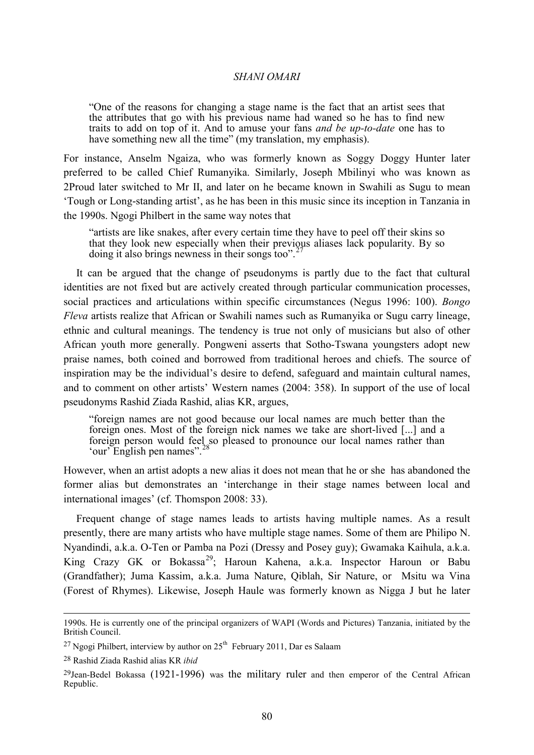> "One of the reasons for changing a stage name is the fact that an artist sees that the attributes that go with his previous name had waned so he has to find new traits to add on top of it. And to amuse your fans *and be up-to-date* one has to have something new all the time" (my translation, my emphasis).

For instance, Anselm Ngaiza, who was formerly known as Soggy Doggy Hunter later preferred to be called Chief Rumanyika. Similarly, Joseph Mbilinyi who was known as 2Proud later switched to Mr II, and later on he became known in Swahili as Sugu to mean 'Tough or Long-standing artist', as he has been in this music since its inception in Tanzania in the 1990s. Ngogi Philbert in the same way notes that

> "artists are like snakes, after every certain time they have to peel off their skins so that they look new especially when their previous aliases lack popularity. By so doing it also brings newness in their songs too".[27]

It can be argued that the change of pseudonyms is partly due to the fact that cultural identities are not fixed but are actively created through particular communication processes, social practices and articulations within specific circumstances (Negus 1996: 100). *Bongo Fleva* artists realize that African or Swahili names such as Rumanyika or Sugu carry lineage, ethnic and cultural meanings. The tendency is true not only of musicians but also of other African youth more generally. Pongweni asserts that Sotho-Tswana youngsters adopt new praise names, both coined and borrowed from traditional heroes and chiefs. The source of inspiration may be the individual's desire to defend, safeguard and maintain cultural names, and to comment on other artists' Western names (2004: 358). In support of the use of local pseudonyms Rashid Ziada Rashid, alias KR, argues,

> "foreign names are not good because our local names are much better than the foreign ones. Most of the foreign nick names we take are short-lived [...] and a foreign person would feel so pleased to pronounce our local names rather than 'our' English pen names".[28]

However, when an artist adopts a new alias it does not mean that he or she has abandoned the former alias but demonstrates an 'interchange in their stage names between local and international images' (cf. Thomspon 2008: 33).

Frequent change of stage names leads to artists having multiple names. As a result presently, there are many artists who have multiple stage names. Some of them are Philipo N. Nyandindi, a.k.a. O-Ten or Pamba na Pozi (Dressy and Posey guy); Gwamaka Kaihula, a.k.a. King Crazy GK or Bokassa[29]; Haroun Kahena, a.k.a. Inspector Haroun or Babu (Grandfather); Juma Kassim, a.k.a. Juma Nature, Qiblah, Sir Nature, or Msitu wa Vina (Forest of Rhymes). Likewise, Joseph Haule was formerly known as Nigga J but he later

---

1990s. He is currently one of the principal organizers of WAPI (Words and Pictures) Tanzania, initiated by the British Council.

[27] Ngogi Philbert, interview by author on 25th February 2011, Dar es Salaam

[28] Rashid Ziada Rashid alias KR *ibid*

[29] Jean-Bedel Bokassa (1921-1996) was the military ruler and then emperor of the Central African Republic.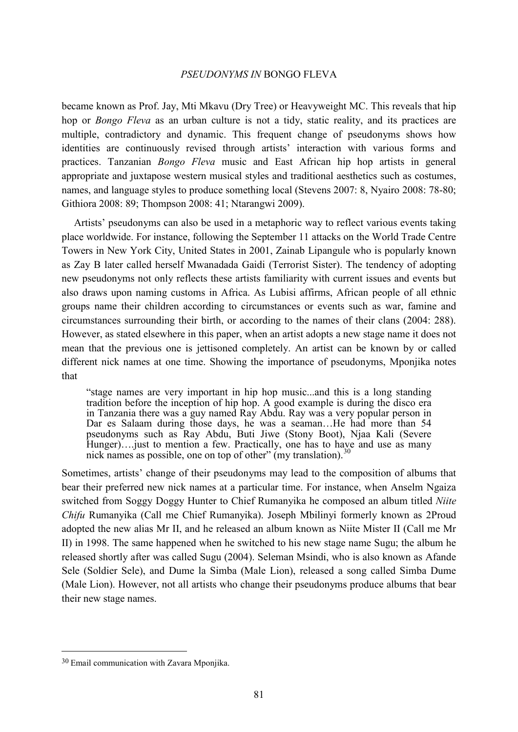became known as Prof. Jay, Mti Mkavu (Dry Tree) or Heavyweight MC. This reveals that hip hop or *Bongo Fleva* as an urban culture is not a tidy, static reality, and its practices are multiple, contradictory and dynamic. This frequent change of pseudonyms shows how identities are continuously revised through artists' interaction with various forms and practices. Tanzanian *Bongo Fleva* music and East African hip hop artists in general appropriate and juxtapose western musical styles and traditional aesthetics such as costumes, names, and language styles to produce something local (Stevens 2007: 8, Nyairo 2008: 78-80; Githiora 2008: 89; Thompson 2008: 41; Ntarangwi 2009).

Artists' pseudonyms can also be used in a metaphoric way to reflect various events taking place worldwide. For instance, following the September 11 attacks on the World Trade Centre Towers in New York City, United States in 2001, Zainab Lipangule who is popularly known as Zay B later called herself Mwanadada Gaidi (Terrorist Sister). The tendency of adopting new pseudonyms not only reflects these artists familiarity with current issues and events but also draws upon naming customs in Africa. As Lubisi affirms, African people of all ethnic groups name their children according to circumstances or events such as war, famine and circumstances surrounding their birth, or according to the names of their clans (2004: 288). However, as stated elsewhere in this paper, when an artist adopts a new stage name it does not mean that the previous one is jettisoned completely. An artist can be known by or called different nick names at one time. Showing the importance of pseudonyms, Mponjika notes that

> "stage names are very important in hip hop music...and this is a long standing tradition before the inception of hip hop. A good example is during the disco era in Tanzania there was a guy named Ray Abdu. Ray was a very popular person in Dar es Salaam during those days, he was a seaman…He had more than 54 pseudonyms such as Ray Abdu, Buti Jiwe (Stony Boot), Njaa Kali (Severe Hunger)….just to mention a few. Practically, one has to have and use as many nick names as possible, one on top of other" (my translation).[30]

Sometimes, artists' change of their pseudonyms may lead to the composition of albums that bear their preferred new nick names at a particular time. For instance, when Anselm Ngaiza switched from Soggy Doggy Hunter to Chief Rumanyika he composed an album titled *Niite Chifu* Rumanyika (Call me Chief Rumanyika). Joseph Mbilinyi formerly known as 2Proud adopted the new alias Mr II, and he released an album known as Niite Mister II (Call me Mr II) in 1998. The same happened when he switched to his new stage name Sugu; the album he released shortly after was called Sugu (2004). Seleman Msindi, who is also known as Afande Sele (Soldier Sele), and Dume la Simba (Male Lion), released a song called Simba Dume (Male Lion). However, not all artists who change their pseudonyms produce albums that bear their new stage names.

---

[30] Email communication with Zavara Mponjika.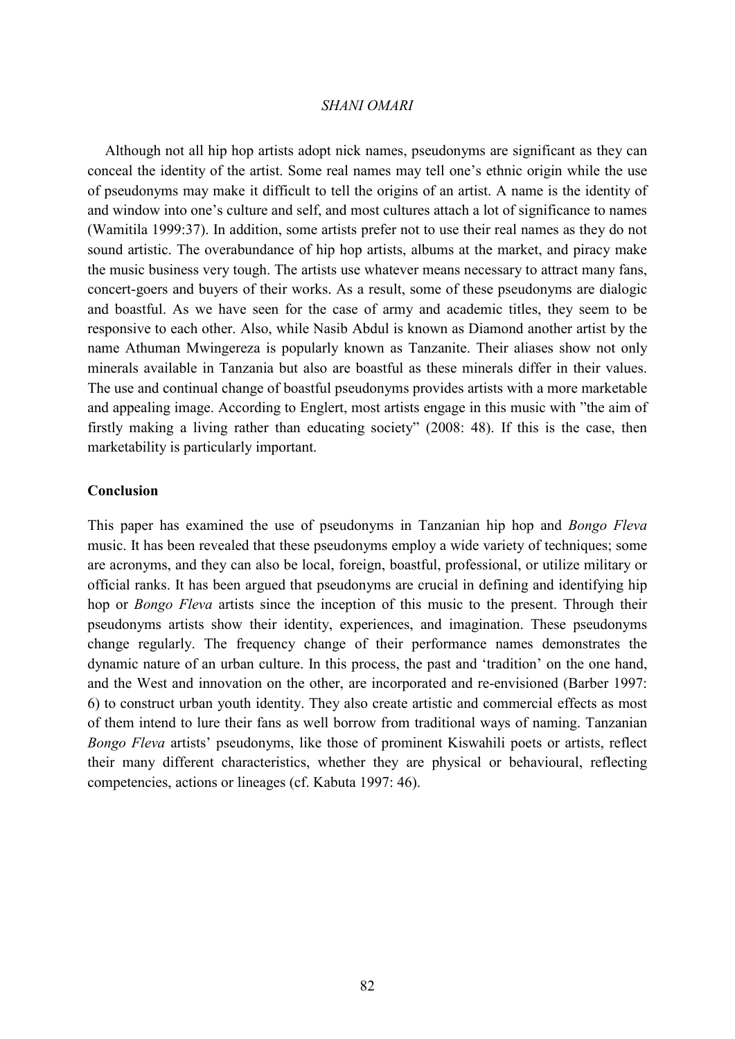Although not all hip hop artists adopt nick names, pseudonyms are significant as they can conceal the identity of the artist. Some real names may tell one's ethnic origin while the use of pseudonyms may make it difficult to tell the origins of an artist. A name is the identity of and window into one's culture and self, and most cultures attach a lot of significance to names (Wamitila 1999:37). In addition, some artists prefer not to use their real names as they do not sound artistic. The overabundance of hip hop artists, albums at the market, and piracy make the music business very tough. The artists use whatever means necessary to attract many fans, concert-goers and buyers of their works. As a result, some of these pseudonyms are dialogic and boastful. As we have seen for the case of army and academic titles, they seem to be responsive to each other. Also, while Nasib Abdul is known as Diamond another artist by the name Athuman Mwingereza is popularly known as Tanzanite. Their aliases show not only minerals available in Tanzania but also are boastful as these minerals differ in their values. The use and continual change of boastful pseudonyms provides artists with a more marketable and appealing image. According to Englert, most artists engage in this music with "the aim of firstly making a living rather than educating society" (2008: 48). If this is the case, then marketability is particularly important.

## Conclusion

This paper has examined the use of pseudonyms in Tanzanian hip hop and *Bongo Fleva* music. It has been revealed that these pseudonyms employ a wide variety of techniques; some are acronyms, and they can also be local, foreign, boastful, professional, or utilize military or official ranks. It has been argued that pseudonyms are crucial in defining and identifying hip hop or *Bongo Fleva* artists since the inception of this music to the present. Through their pseudonyms artists show their identity, experiences, and imagination. These pseudonyms change regularly. The frequency change of their performance names demonstrates the dynamic nature of an urban culture. In this process, the past and 'tradition' on the one hand, and the West and innovation on the other, are incorporated and re-envisioned (Barber 1997: 6) to construct urban youth identity. They also create artistic and commercial effects as most of them intend to lure their fans as well borrow from traditional ways of naming. Tanzanian *Bongo Fleva* artists' pseudonyms, like those of prominent Kiswahili poets or artists, reflect their many different characteristics, whether they are physical or behavioural, reflecting competencies, actions or lineages (cf. Kabuta 1997: 46).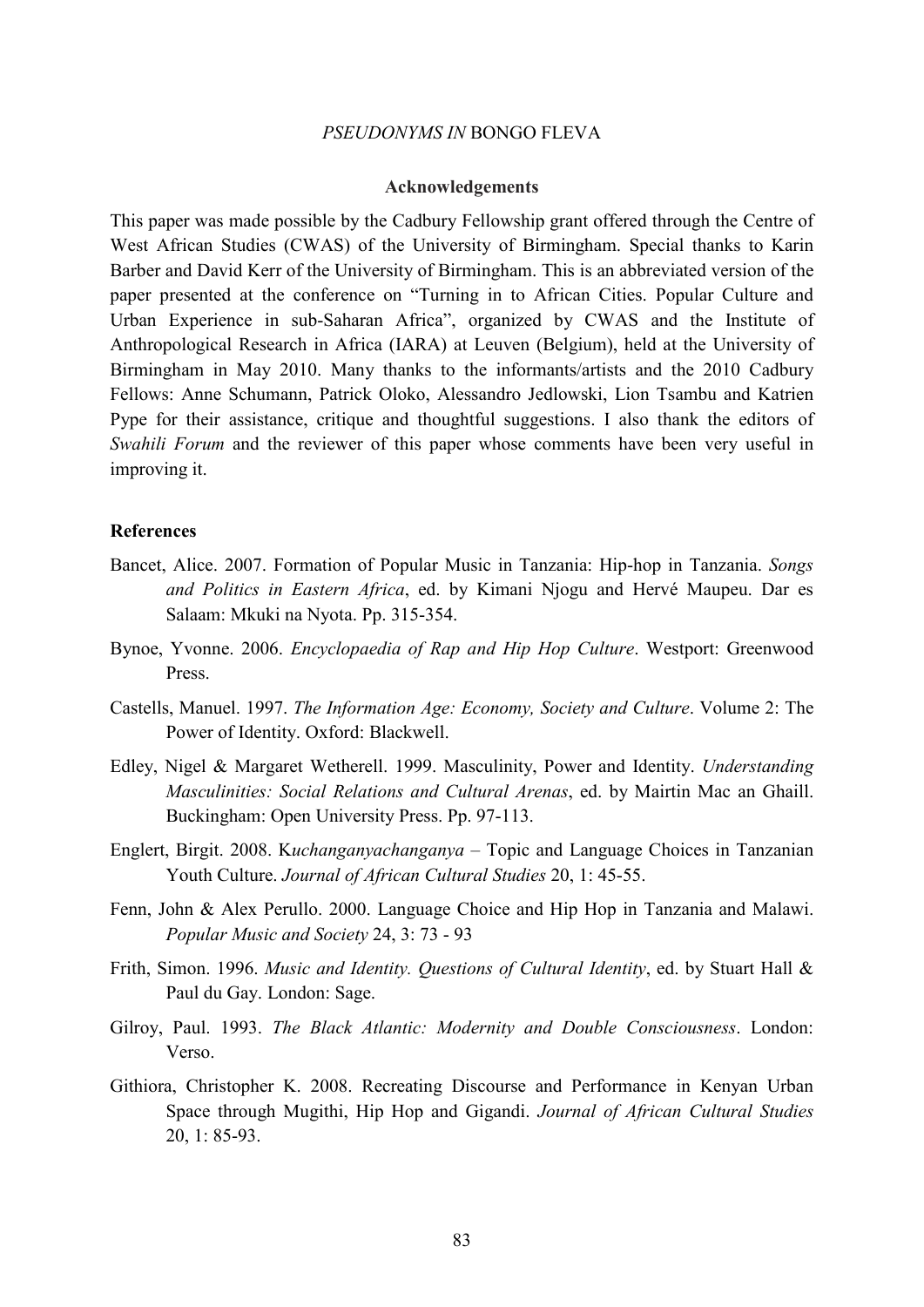### Acknowledgements

This paper was made possible by the Cadbury Fellowship grant offered through the Centre of West African Studies (CWAS) of the University of Birmingham. Special thanks to Karin Barber and David Kerr of the University of Birmingham. This is an abbreviated version of the paper presented at the conference on "Turning in to African Cities. Popular Culture and Urban Experience in sub-Saharan Africa", organized by CWAS and the Institute of Anthropological Research in Africa (IARA) at Leuven (Belgium), held at the University of Birmingham in May 2010. Many thanks to the informants/artists and the 2010 Cadbury Fellows: Anne Schumann, Patrick Oloko, Alessandro Jedlowski, Lion Tsambu and Katrien Pype for their assistance, critique and thoughtful suggestions. I also thank the editors of *Swahili Forum* and the reviewer of this paper whose comments have been very useful in improving it.

### References

Bancet, Alice. 2007. Formation of Popular Music in Tanzania: Hip-hop in Tanzania. *Songs and Politics in Eastern Africa*, ed. by Kimani Njogu and Hervé Maupeu. Dar es Salaam: Mkuki na Nyota. Pp. 315-354.

Bynoe, Yvonne. 2006. *Encyclopaedia of Rap and Hip Hop Culture*. Westport: Greenwood Press.

Castells, Manuel. 1997. *The Information Age: Economy, Society and Culture*. Volume 2: The Power of Identity. Oxford: Blackwell.

Edley, Nigel & Margaret Wetherell. 1999. Masculinity, Power and Identity. *Understanding Masculinities: Social Relations and Cultural Arenas*, ed. by Mairtin Mac an Ghaill. Buckingham: Open University Press. Pp. 97-113.

Englert, Birgit. 2008. K*uchanganyachanganya* – Topic and Language Choices in Tanzanian Youth Culture. *Journal of African Cultural Studies* 20, 1: 45-55.

Fenn, John & Alex Perullo. 2000. Language Choice and Hip Hop in Tanzania and Malawi. *Popular Music and Society* 24, 3: 73 - 93

Frith, Simon. 1996. *Music and Identity. Questions of Cultural Identity*, ed. by Stuart Hall & Paul du Gay. London: Sage.

Gilroy, Paul. 1993. *The Black Atlantic: Modernity and Double Consciousness*. London: Verso.

Githiora, Christopher K. 2008. Recreating Discourse and Performance in Kenyan Urban Space through Mugithi, Hip Hop and Gigandi. *Journal of African Cultural Studies* 20, 1: 85-93.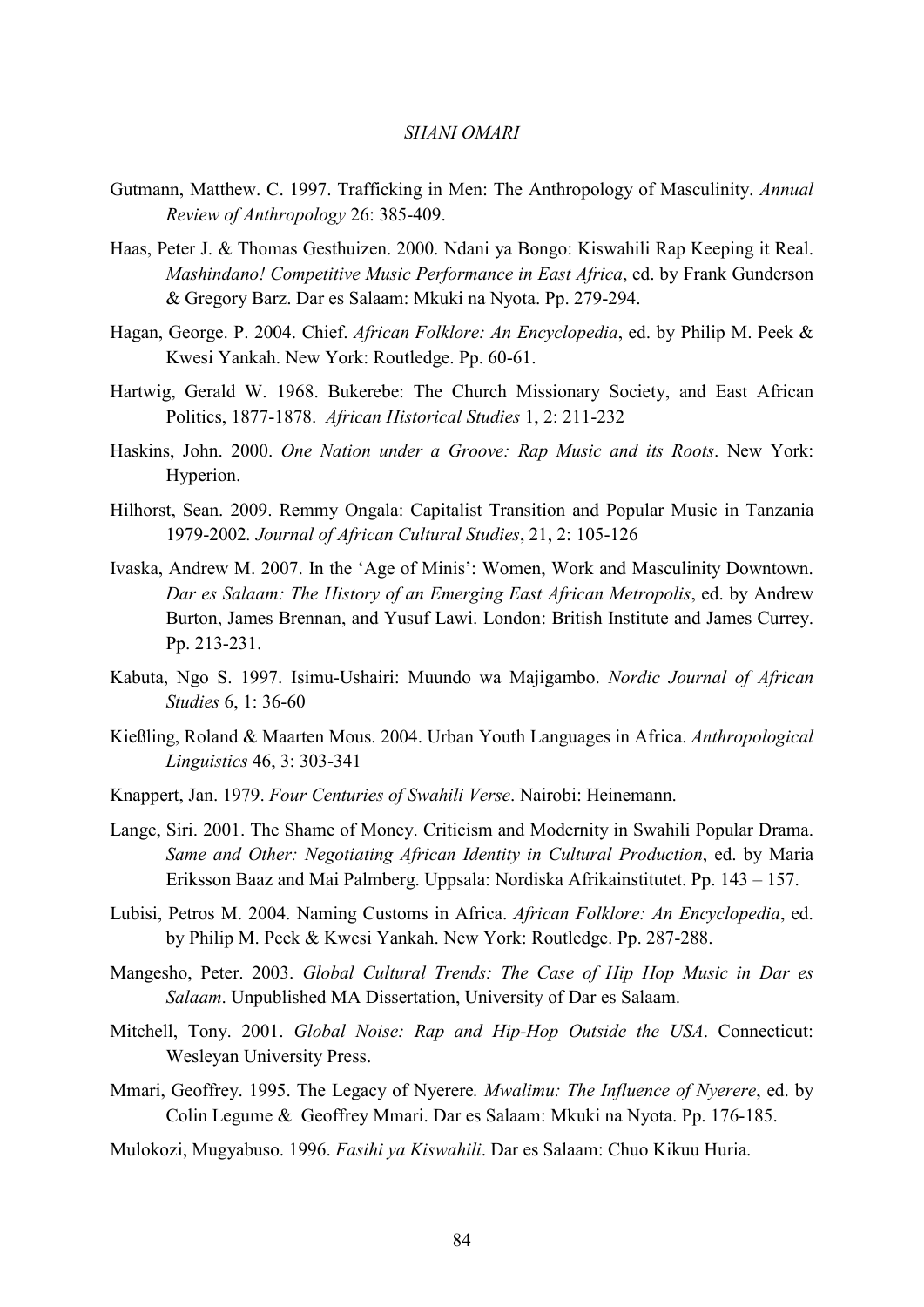Gutmann, Matthew. C. 1997. Trafficking in Men: The Anthropology of Masculinity. *Annual Review of Anthropology* 26: 385-409.

Haas, Peter J. & Thomas Gesthuizen. 2000. Ndani ya Bongo: Kiswahili Rap Keeping it Real. *Mashindano! Competitive Music Performance in East Africa*, ed. by Frank Gunderson & Gregory Barz. Dar es Salaam: Mkuki na Nyota. Pp. 279-294.

Hagan, George. P. 2004. Chief. *African Folklore: An Encyclopedia*, ed. by Philip M. Peek & Kwesi Yankah. New York: Routledge. Pp. 60-61.

Hartwig, Gerald W. 1968. Bukerebe: The Church Missionary Society, and East African Politics, 1877-1878. *African Historical Studies* 1, 2: 211-232

Haskins, John. 2000. *One Nation under a Groove: Rap Music and its Roots*. New York: Hyperion.

Hilhorst, Sean. 2009. Remmy Ongala: Capitalist Transition and Popular Music in Tanzania 1979-2002. *Journal of African Cultural Studies*, 21, 2: 105-126

Ivaska, Andrew M. 2007. In the 'Age of Minis': Women, Work and Masculinity Downtown. *Dar es Salaam: The History of an Emerging East African Metropolis*, ed. by Andrew Burton, James Brennan, and Yusuf Lawi. London: British Institute and James Currey. Pp. 213-231.

Kabuta, Ngo S. 1997. Isimu-Ushairi: Muundo wa Majigambo. *Nordic Journal of African Studies* 6, 1: 36-60

Kießling, Roland & Maarten Mous. 2004. Urban Youth Languages in Africa. *Anthropological Linguistics* 46, 3: 303-341

Knappert, Jan. 1979. *Four Centuries of Swahili Verse*. Nairobi: Heinemann.

Lange, Siri. 2001. The Shame of Money. Criticism and Modernity in Swahili Popular Drama. *Same and Other: Negotiating African Identity in Cultural Production*, ed. by Maria Eriksson Baaz and Mai Palmberg. Uppsala: Nordiska Afrikainstitutet. Pp. 143 – 157.

Lubisi, Petros M. 2004. Naming Customs in Africa. *African Folklore: An Encyclopedia*, ed. by Philip M. Peek & Kwesi Yankah. New York: Routledge. Pp. 287-288.

Mangesho, Peter. 2003. *Global Cultural Trends: The Case of Hip Hop Music in Dar es Salaam*. Unpublished MA Dissertation, University of Dar es Salaam.

Mitchell, Tony. 2001. *Global Noise: Rap and Hip-Hop Outside the USA*. Connecticut: Wesleyan University Press.

Mmari, Geoffrey. 1995. The Legacy of Nyerere*. Mwalimu: The Influence of Nyerere*, ed. by Colin Legume & Geoffrey Mmari. Dar es Salaam: Mkuki na Nyota. Pp. 176-185.

Mulokozi, Mugyabuso. 1996. *Fasihi ya Kiswahili*. Dar es Salaam: Chuo Kikuu Huria.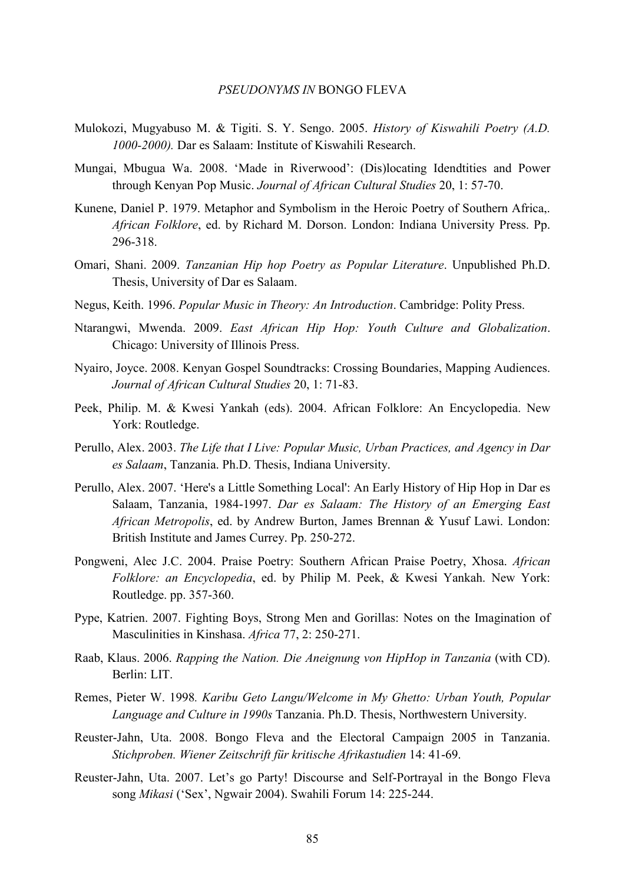Mulokozi, Mugyabuso M. & Tigiti. S. Y. Sengo. 2005. *History of Kiswahili Poetry (A.D. 1000-2000).* Dar es Salaam: Institute of Kiswahili Research.

Mungai, Mbugua Wa. 2008. 'Made in Riverwood': (Dis)locating Idendtities and Power through Kenyan Pop Music. *Journal of African Cultural Studies* 20, 1: 57-70.

Kunene, Daniel P. 1979. Metaphor and Symbolism in the Heroic Poetry of Southern Africa,. *African Folklore*, ed. by Richard M. Dorson. London: Indiana University Press. Pp. 296-318.

Omari, Shani. 2009. *Tanzanian Hip hop Poetry as Popular Literature*. Unpublished Ph.D. Thesis, University of Dar es Salaam.

Negus, Keith. 1996. *Popular Music in Theory: An Introduction*. Cambridge: Polity Press.

Ntarangwi, Mwenda. 2009. *East African Hip Hop: Youth Culture and Globalization*. Chicago: University of Illinois Press.

Nyairo, Joyce. 2008. Kenyan Gospel Soundtracks: Crossing Boundaries, Mapping Audiences. *Journal of African Cultural Studies* 20, 1: 71-83.

Peek, Philip. M. & Kwesi Yankah (eds). 2004. African Folklore: An Encyclopedia. New York: Routledge.

Perullo, Alex. 2003. *The Life that I Live: Popular Music, Urban Practices, and Agency in Dar es Salaam*, Tanzania. Ph.D. Thesis, Indiana University.

Perullo, Alex. 2007. 'Here's a Little Something Local': An Early History of Hip Hop in Dar es Salaam, Tanzania, 1984-1997. *Dar es Salaam: The History of an Emerging East African Metropolis*, ed. by Andrew Burton, James Brennan & Yusuf Lawi. London: British Institute and James Currey. Pp. 250-272.

Pongweni, Alec J.C. 2004. Praise Poetry: Southern African Praise Poetry, Xhosa. *African Folklore: an Encyclopedia*, ed. by Philip M. Peek, & Kwesi Yankah. New York: Routledge. pp. 357-360.

Pype, Katrien. 2007. Fighting Boys, Strong Men and Gorillas: Notes on the Imagination of Masculinities in Kinshasa. *Africa* 77, 2: 250-271.

Raab, Klaus. 2006. *Rapping the Nation. Die Aneignung von HipHop in Tanzania* (with CD). Berlin: LIT.

Remes, Pieter W. 1998. *Karibu Geto Langu/Welcome in My Ghetto: Urban Youth, Popular Language and Culture in 1990s* Tanzania. Ph.D. Thesis, Northwestern University.

Reuster-Jahn, Uta. 2008. Bongo Fleva and the Electoral Campaign 2005 in Tanzania. *Stichproben. Wiener Zeitschrift für kritische Afrikastudien* 14: 41-69.

Reuster-Jahn, Uta. 2007. Let's go Party! Discourse and Self-Portrayal in the Bongo Fleva song *Mikasi* ('Sex', Ngwair 2004). Swahili Forum 14: 225-244.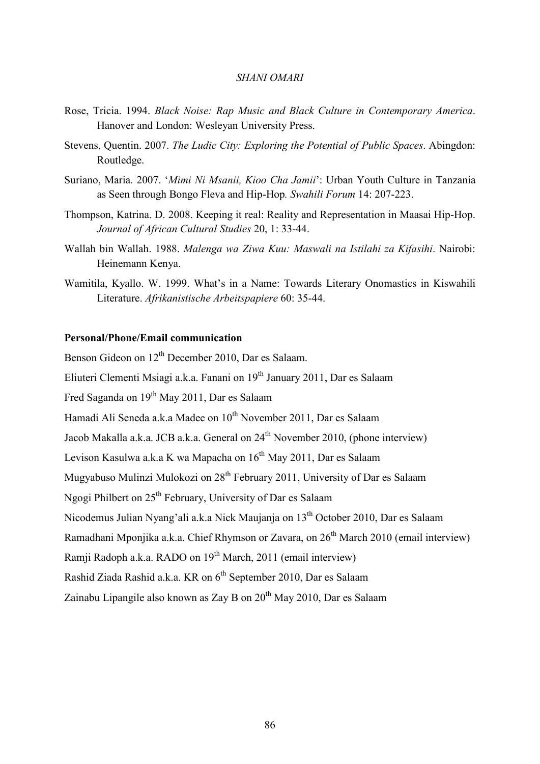Rose, Tricia. 1994. *Black Noise: Rap Music and Black Culture in Contemporary America*. Hanover and London: Wesleyan University Press.

Stevens, Quentin. 2007. *The Ludic City: Exploring the Potential of Public Spaces*. Abingdon: Routledge.

Suriano, Maria. 2007. '*Mimi Ni Msanii, Kioo Cha Jamii*': Urban Youth Culture in Tanzania as Seen through Bongo Fleva and Hip-Hop. *Swahili Forum* 14: 207-223.

Thompson, Katrina. D. 2008. Keeping it real: Reality and Representation in Maasai Hip-Hop. *Journal of African Cultural Studies* 20, 1: 33-44.

Wallah bin Wallah. 1988. *Malenga wa Ziwa Kuu: Maswali na Istilahi za Kifasihi*. Nairobi: Heinemann Kenya.

Wamitila, Kyallo. W. 1999. What's in a Name: Towards Literary Onomastics in Kiswahili Literature. *Afrikanistische Arbeitspapiere* 60: 35-44.

**Personal/Phone/Email communication**

Benson Gideon on 12th December 2010, Dar es Salaam.

Eliuteri Clementi Msiagi a.k.a. Fanani on 19th January 2011, Dar es Salaam

Fred Saganda on 19th May 2011, Dar es Salaam

Hamadi Ali Seneda a.k.a Madee on 10th November 2011, Dar es Salaam

Jacob Makalla a.k.a. JCB a.k.a. General on 24th November 2010, (phone interview)

Levison Kasulwa a.k.a K wa Mapacha on 16th May 2011, Dar es Salaam

Mugyabuso Mulinzi Mulokozi on 28th February 2011, University of Dar es Salaam

Ngogi Philbert on 25th February, University of Dar es Salaam

Nicodemus Julian Nyang'ali a.k.a Nick Maujanja on 13th October 2010, Dar es Salaam

Ramadhani Mponjika a.k.a. Chief Rhymson or Zavara, on 26th March 2010 (email interview)

Ramji Radoph a.k.a. RADO on 19th March, 2011 (email interview)

Rashid Ziada Rashid a.k.a. KR on 6th September 2010, Dar es Salaam

Zainabu Lipangile also known as Zay B on 20th May 2010, Dar es Salaam